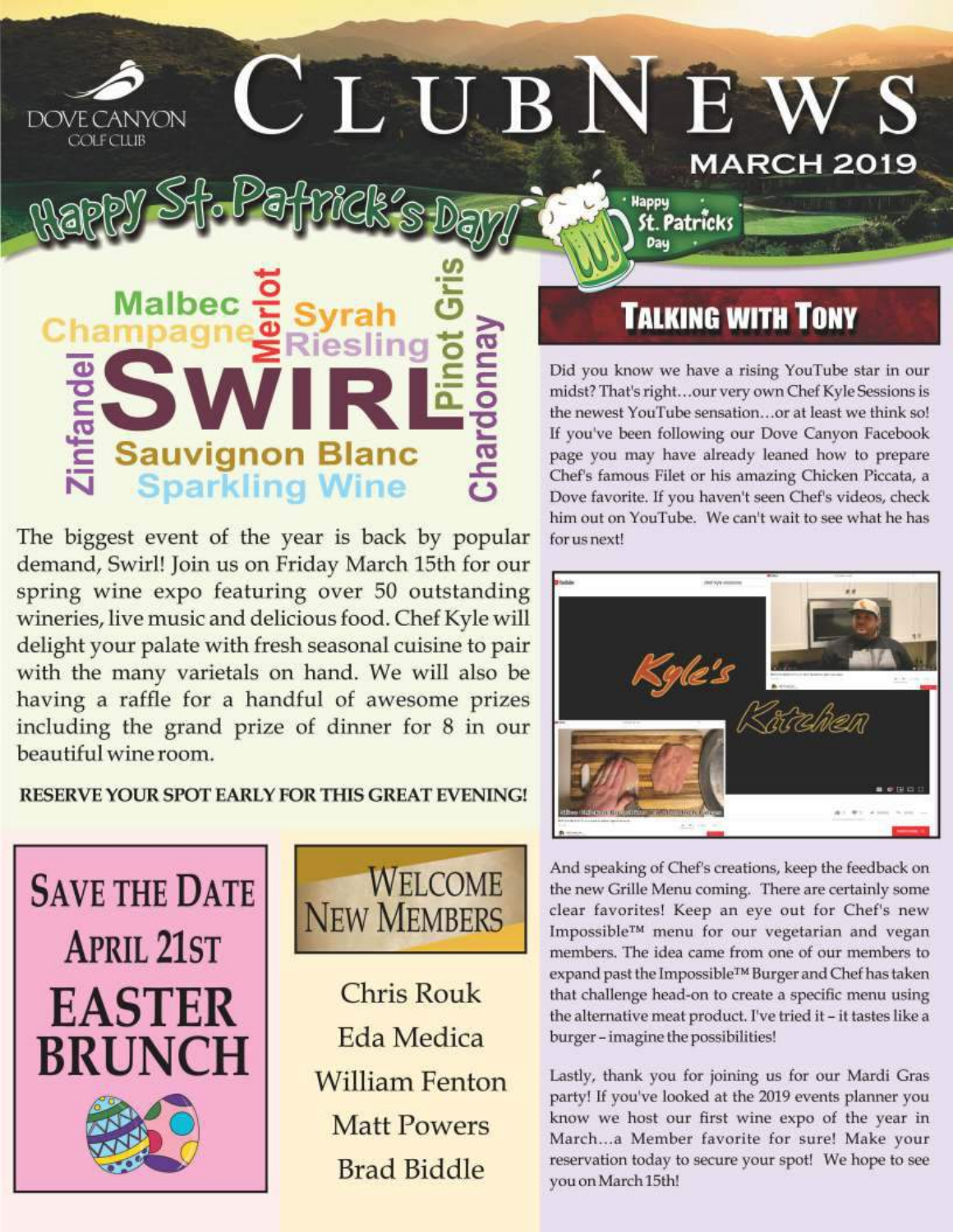DOVE CANYON GOLF CLUB

# CLUBNEWS

MARCH 2019

Happy St. Patrick's Day!

## SWIRL

Malbec · Champagne · Merlot · Syrah · Riesling · Pinot Gris · Chardonnay · Zinfandel · Sauvignon Blanc · Sparkling Wine

The biggest event of the year is back by popular demand, Swirl! Join us on Friday March 15th for our spring wine expo featuring over 50 outstanding wineries, live music and delicious food. Chef Kyle will delight your palate with fresh seasonal cuisine to pair with the many varietals on hand. We will also be having a raffle for a handful of awesome prizes including the grand prize of dinner for 8 in our beautiful wine room.

**RESERVE YOUR SPOT EARLY FOR THIS GREAT EVENING!**

## SAVE THE DATE

### APRIL 21ST

### EASTER BRUNCH

## WELCOME NEW MEMBERS

Chris Rouk

Eda Medica

William Fenton

Matt Powers

Brad Biddle

## TALKING WITH TONY

Did you know we have a rising YouTube star in our midst? That's right…our very own Chef Kyle Sessions is the newest YouTube sensation…or at least we think so! If you've been following our Dove Canyon Facebook page you may have already leaned how to prepare Chef's famous Filet or his amazing Chicken Piccata, a Dove favorite. If you haven't seen Chef's videos, check him out on YouTube. We can't wait to see what he has for us next!

And speaking of Chef's creations, keep the feedback on the new Grille Menu coming. There are certainly some clear favorites! Keep an eye out for Chef's new Impossible™ menu for our vegetarian and vegan members. The idea came from one of our members to expand past the Impossible™ Burger and Chef has taken that challenge head-on to create a specific menu using the alternative meat product. I've tried it – it tastes like a burger – imagine the possibilities!

Lastly, thank you for joining us for our Mardi Gras party! If you've looked at the 2019 events planner you know we host our first wine expo of the year in March…a Member favorite for sure! Make your reservation today to secure your spot! We hope to see you on March 15th!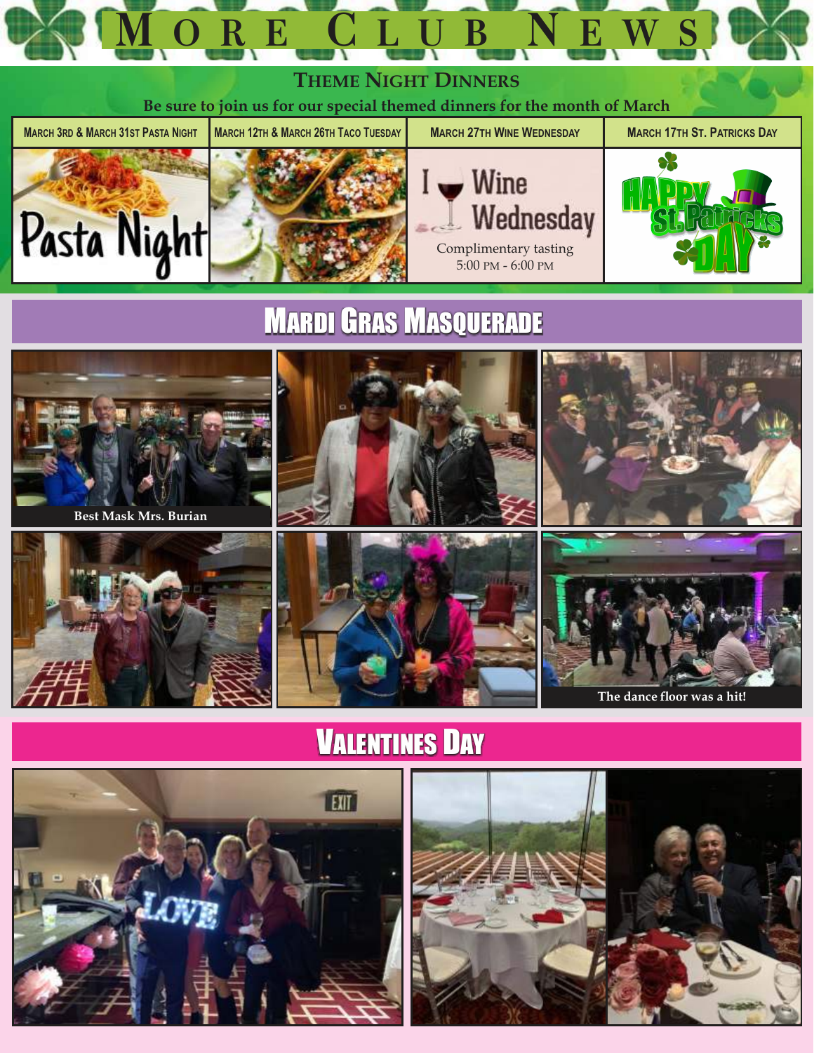# More Club News

## Theme Night Dinners

**Be sure to join us for our special themed dinners for the month of March**

| March 3rd & March 31st Pasta Night | March 12th & March 26th Taco Tuesday | March 27th Wine Wednesday | March 17th St. Patricks Day |
|---|---|---|---|
| Pasta Night | | I Wine Wednesday<br>Complimentary tasting<br>5:00 PM - 6:00 PM | Happy St. Patricks Day |

## Mardi Gras Masquerade

**Best Mask Mrs. Burian**

**The dance floor was a hit!**

## Valentines Day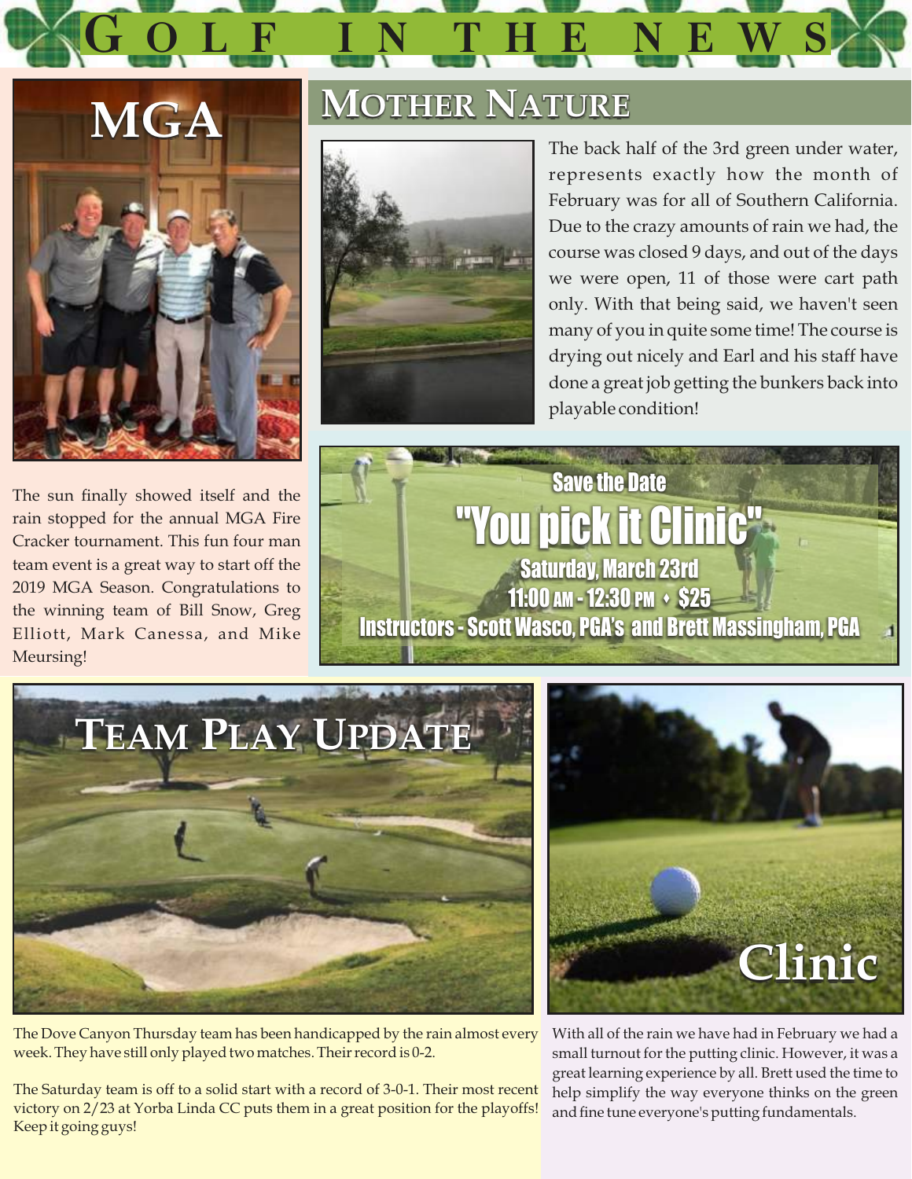# GOLF IN THE NEWS

## MGA

The sun finally showed itself and the rain stopped for the annual MGA Fire Cracker tournament. This fun four man team event is a great way to start off the 2019 MGA Season. Congratulations to the winning team of Bill Snow, Greg Elliott, Mark Canessa, and Mike Meursing!

## MOTHER NATURE

The back half of the 3rd green under water, represents exactly how the month of February was for all of Southern California. Due to the crazy amounts of rain we had, the course was closed 9 days, and out of the days we were open, 11 of those were cart path only. With that being said, we haven't seen many of you in quite some time! The course is drying out nicely and Earl and his staff have done a great job getting the bunkers back into playable condition!

Save the Date

**"You pick it Clinic"**

Saturday, March 23rd

11:00 AM - 12:30 PM • $25

Instructors - Scott Wasco, PGA's and Brett Massingham, PGA

## TEAM PLAY UPDATE

The Dove Canyon Thursday team has been handicapped by the rain almost every week. They have still only played two matches. Their record is 0-2.

The Saturday team is off to a solid start with a record of 3-0-1. Their most recent victory on 2/23 at Yorba Linda CC puts them in a great position for the playoffs! Keep it going guys!

## Clinic

With all of the rain we have had in February we had a small turnout for the putting clinic. However, it was a great learning experience by all. Brett used the time to help simplify the way everyone thinks on the green and fine tune everyone's putting fundamentals.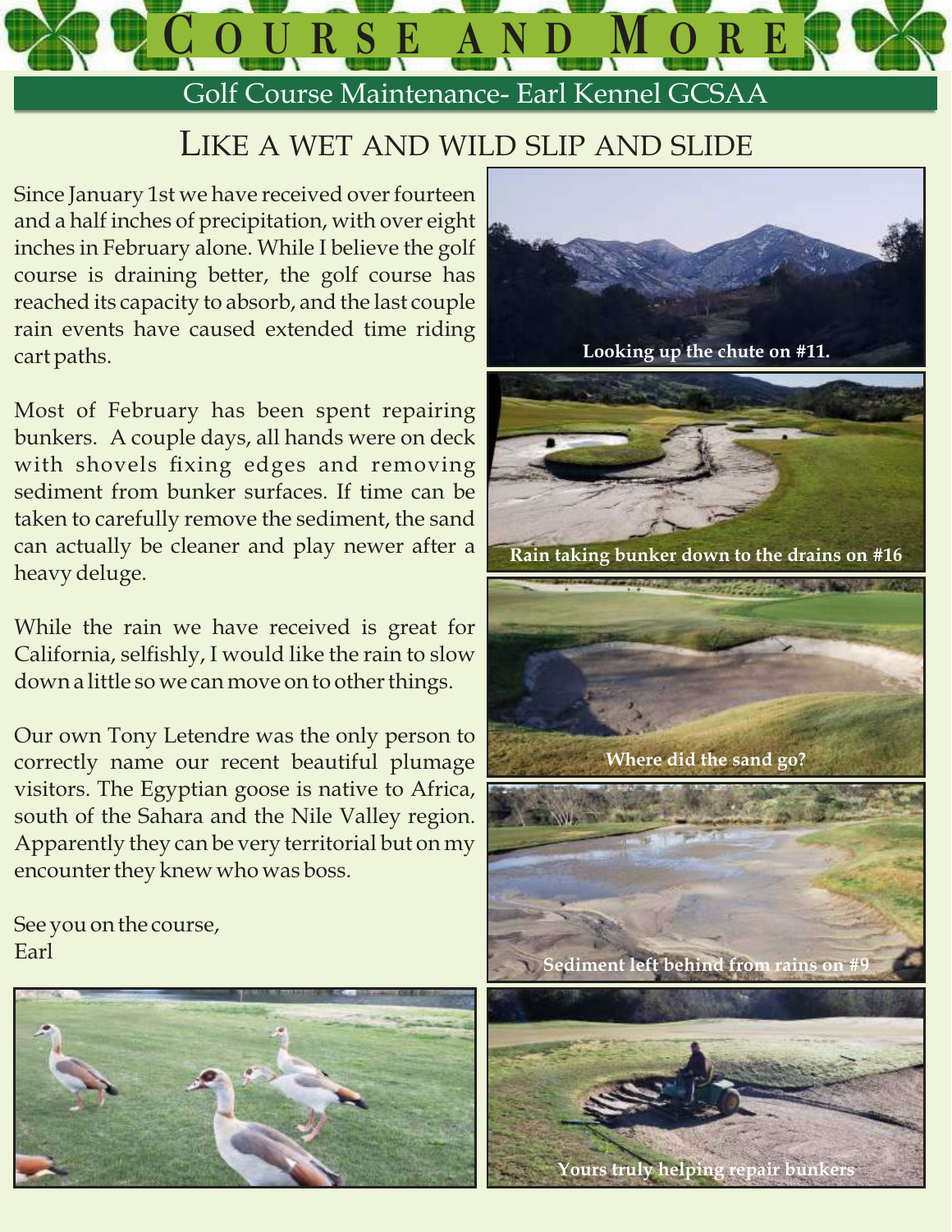# Course and More

## Golf Course Maintenance- Earl Kennel GCSAA

### Like a Wet and Wild Slip and Slide

Since January 1st we have received over fourteen and a half inches of precipitation, with over eight inches in February alone. While I believe the golf course is draining better, the golf course has reached its capacity to absorb, and the last couple rain events have caused extended time riding cart paths.

Most of February has been spent repairing bunkers. A couple days, all hands were on deck with shovels fixing edges and removing sediment from bunker surfaces. If time can be taken to carefully remove the sediment, the sand can actually be cleaner and play newer after a heavy deluge.

While the rain we have received is great for California, selfishly, I would like the rain to slow down a little so we can move on to other things.

Our own Tony Letendre was the only person to correctly name our recent beautiful plumage visitors. The Egyptian goose is native to Africa, south of the Sahara and the Nile Valley region. Apparently they can be very territorial but on my encounter they knew who was boss.

See you on the course,
Earl

Looking up the chute on #11.

Rain taking bunker down to the drains on #16

Where did the sand go?

Sediment left behind from rains on #9

Yours truly helping repair bunkers